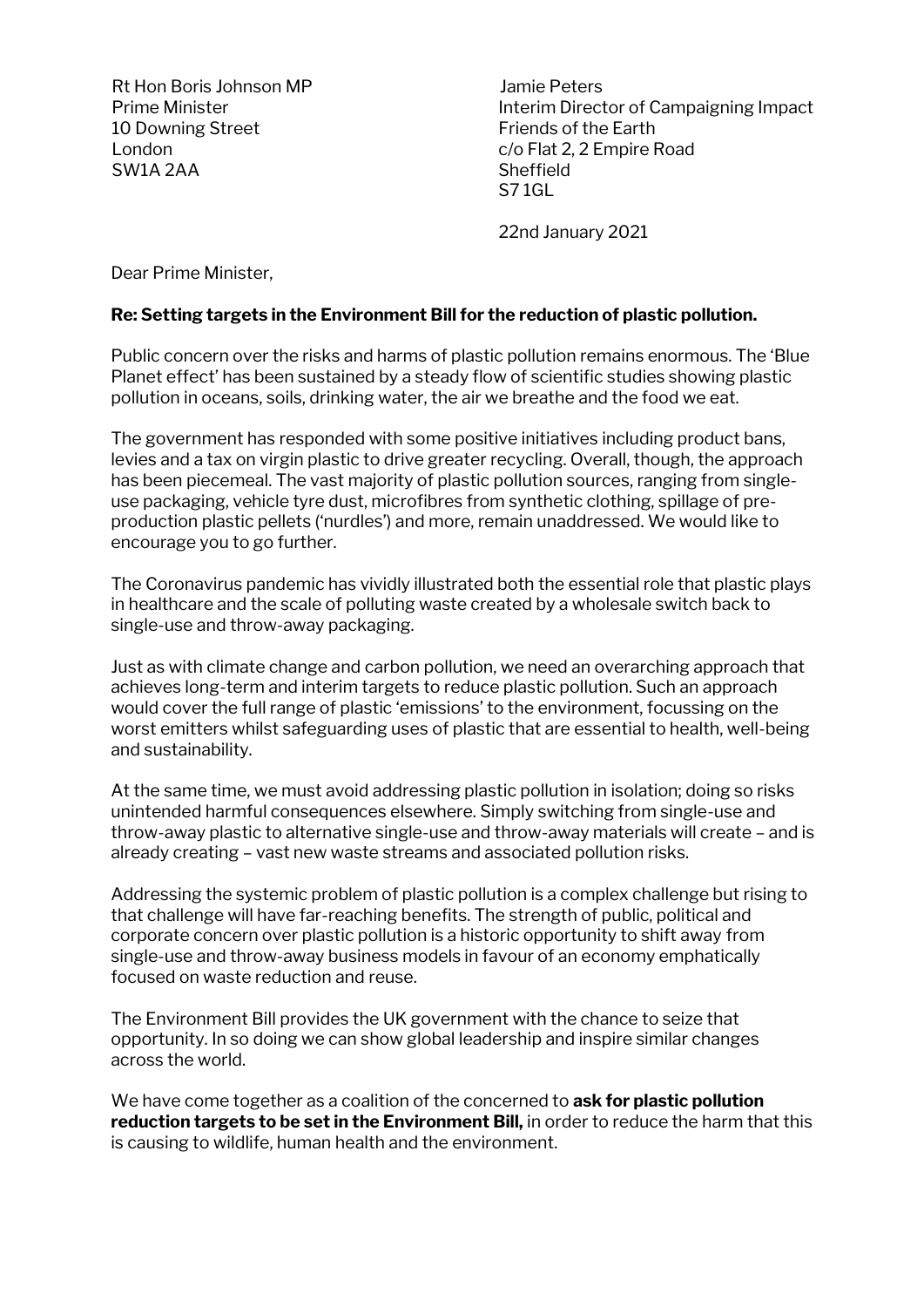Rt Hon Boris Johnson MP
Prime Minister
10 Downing Street
London
SW1A 2AA

Jamie Peters
Interim Director of Campaigning Impact
Friends of the Earth
c/o Flat 2, 2 Empire Road
Sheffield
S7 1GL

22nd January 2021

Dear Prime Minister,

**Re: Setting targets in the Environment Bill for the reduction of plastic pollution.**

Public concern over the risks and harms of plastic pollution remains enormous. The 'Blue Planet effect' has been sustained by a steady flow of scientific studies showing plastic pollution in oceans, soils, drinking water, the air we breathe and the food we eat.

The government has responded with some positive initiatives including product bans, levies and a tax on virgin plastic to drive greater recycling. Overall, though, the approach has been piecemeal. The vast majority of plastic pollution sources, ranging from single-use packaging, vehicle tyre dust, microfibres from synthetic clothing, spillage of pre-production plastic pellets ('nurdles') and more, remain unaddressed. We would like to encourage you to go further.

The Coronavirus pandemic has vividly illustrated both the essential role that plastic plays in healthcare and the scale of polluting waste created by a wholesale switch back to single-use and throw-away packaging.

Just as with climate change and carbon pollution, we need an overarching approach that achieves long-term and interim targets to reduce plastic pollution. Such an approach would cover the full range of plastic 'emissions' to the environment, focussing on the worst emitters whilst safeguarding uses of plastic that are essential to health, well-being and sustainability.

At the same time, we must avoid addressing plastic pollution in isolation; doing so risks unintended harmful consequences elsewhere. Simply switching from single-use and throw-away plastic to alternative single-use and throw-away materials will create – and is already creating – vast new waste streams and associated pollution risks.

Addressing the systemic problem of plastic pollution is a complex challenge but rising to that challenge will have far-reaching benefits. The strength of public, political and corporate concern over plastic pollution is a historic opportunity to shift away from single-use and throw-away business models in favour of an economy emphatically focused on waste reduction and reuse.

The Environment Bill provides the UK government with the chance to seize that opportunity. In so doing we can show global leadership and inspire similar changes across the world.

We have come together as a coalition of the concerned to **ask for plastic pollution reduction targets to be set in the Environment Bill,** in order to reduce the harm that this is causing to wildlife, human health and the environment.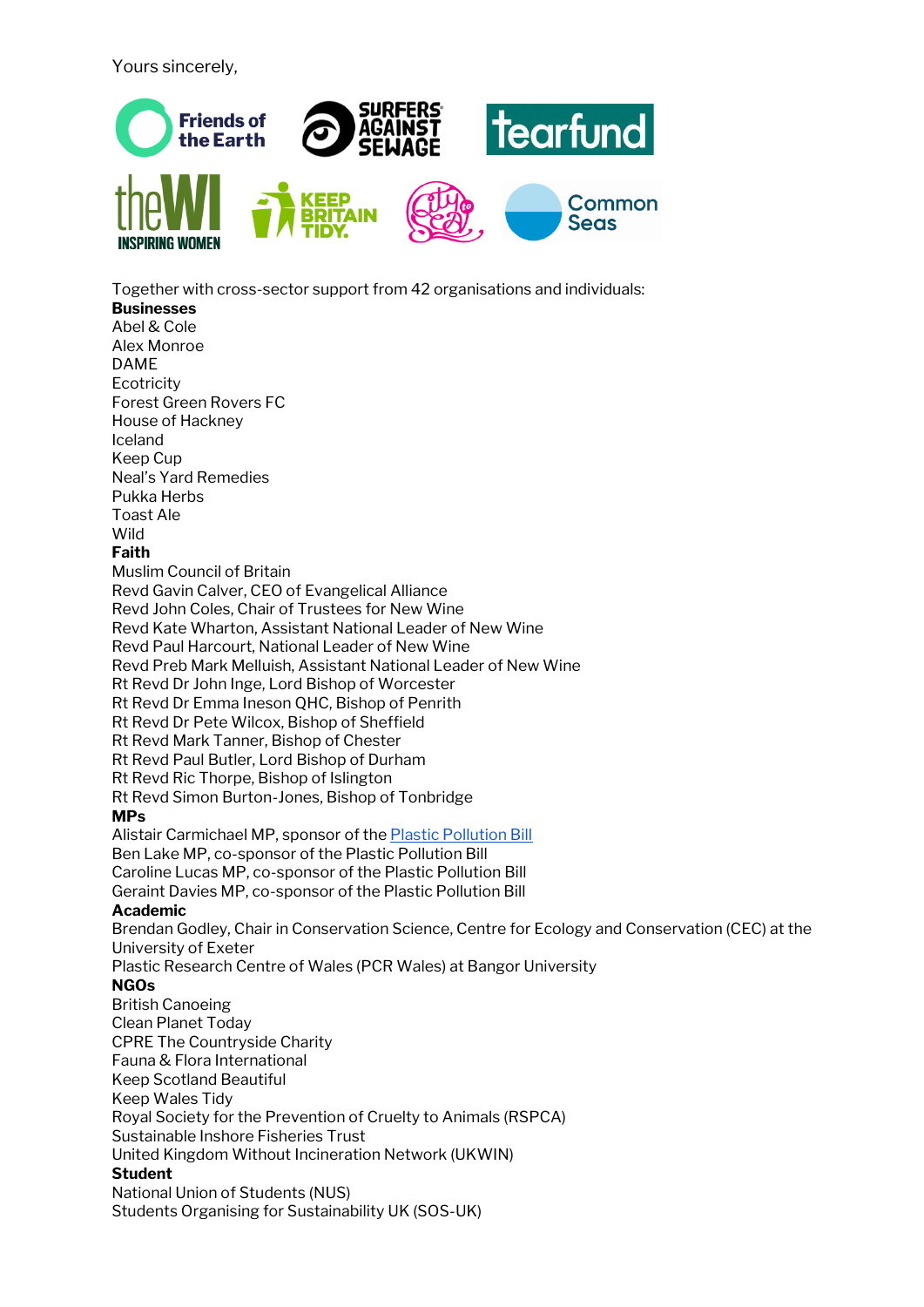Yours sincerely,

Friends of the Earth | Surfers Against Sewage | tearfund | theWI Inspiring Women | Keep Britain Tidy | City to Sea | Common Seas

Together with cross-sector support from 42 organisations and individuals:

**Businesses**
Abel & Cole
Alex Monroe
DAME
Ecotricity
Forest Green Rovers FC
House of Hackney
Iceland
Keep Cup
Neal's Yard Remedies
Pukka Herbs
Toast Ale
Wild

**Faith**
Muslim Council of Britain
Revd Gavin Calver, CEO of Evangelical Alliance
Revd John Coles, Chair of Trustees for New Wine
Revd Kate Wharton, Assistant National Leader of New Wine
Revd Paul Harcourt, National Leader of New Wine
Revd Preb Mark Melluish, Assistant National Leader of New Wine
Rt Revd Dr John Inge, Lord Bishop of Worcester
Rt Revd Dr Emma Ineson QHC, Bishop of Penrith
Rt Revd Dr Pete Wilcox, Bishop of Sheffield
Rt Revd Mark Tanner, Bishop of Chester
Rt Revd Paul Butler, Lord Bishop of Durham
Rt Revd Ric Thorpe, Bishop of Islington
Rt Revd Simon Burton-Jones, Bishop of Tonbridge

**MPs**
Alistair Carmichael MP, sponsor of the Plastic Pollution Bill
Ben Lake MP, co-sponsor of the Plastic Pollution Bill
Caroline Lucas MP, co-sponsor of the Plastic Pollution Bill
Geraint Davies MP, co-sponsor of the Plastic Pollution Bill

**Academic**
Brendan Godley, Chair in Conservation Science, Centre for Ecology and Conservation (CEC) at the University of Exeter
Plastic Research Centre of Wales (PCR Wales) at Bangor University

**NGOs**
British Canoeing
Clean Planet Today
CPRE The Countryside Charity
Fauna & Flora International
Keep Scotland Beautiful
Keep Wales Tidy
Royal Society for the Prevention of Cruelty to Animals (RSPCA)
Sustainable Inshore Fisheries Trust
United Kingdom Without Incineration Network (UKWIN)

**Student**
National Union of Students (NUS)
Students Organising for Sustainability UK (SOS-UK)